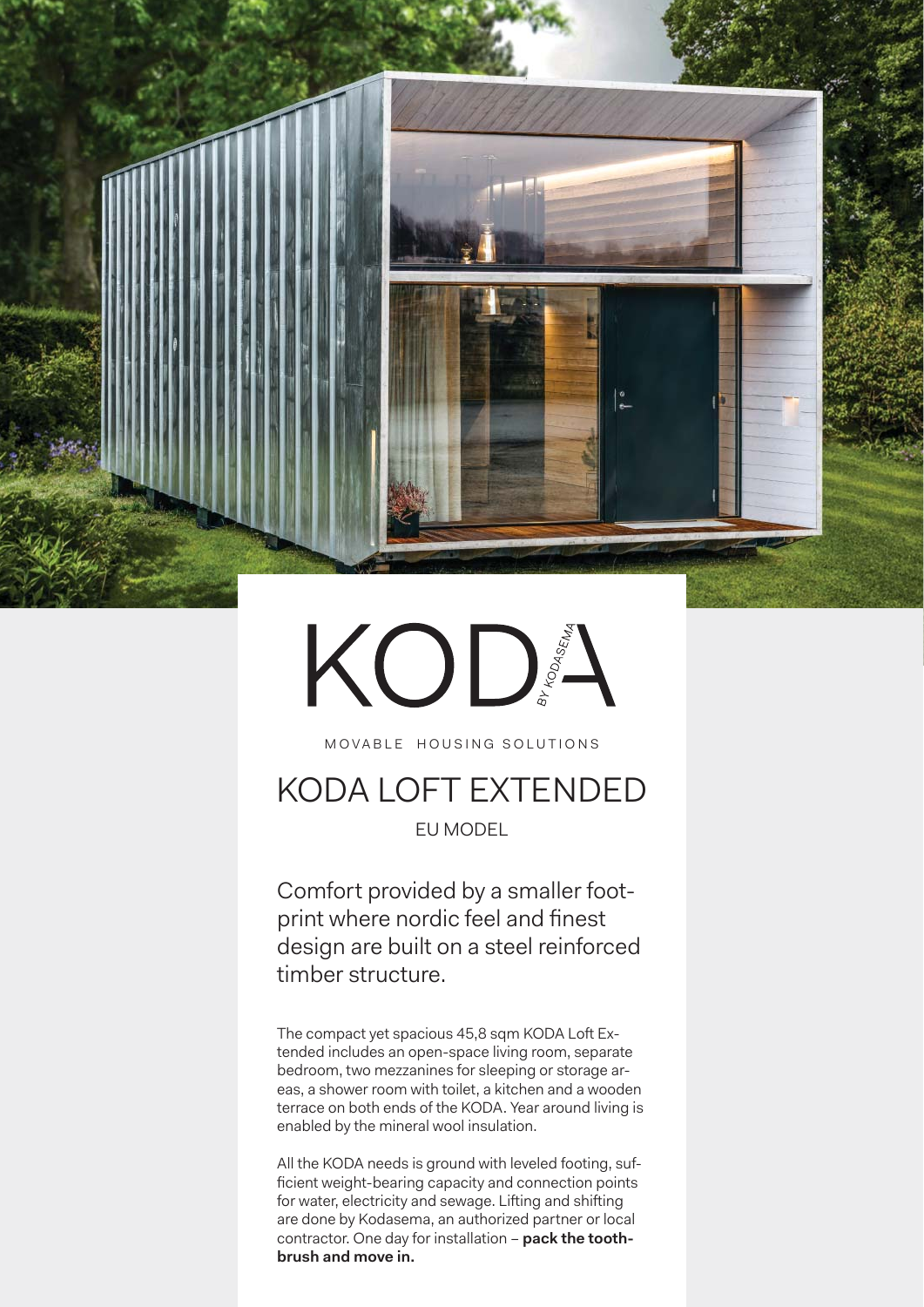# KODA

BY KODASEMA

MOVABLE HOUSING SOLUTIONS

## KODA LOFT EXTENDED

EU MODEL

Comfort provided by a smaller footprint where nordic feel and finest design are built on a steel reinforced timber structure.

The compact yet spacious 45,8 sqm KODA Loft Extended includes an open-space living room, separate bedroom, two mezzanines for sleeping or storage areas, a shower room with toilet, a kitchen and a wooden terrace on both ends of the KODA. Year around living is enabled by the mineral wool insulation.

All the KODA needs is ground with leveled footing, sufficient weight-bearing capacity and connection points for water, electricity and sewage. Lifting and shifting are done by Kodasema, an authorized partner or local contractor. One day for installation – **pack the toothbrush and move in.**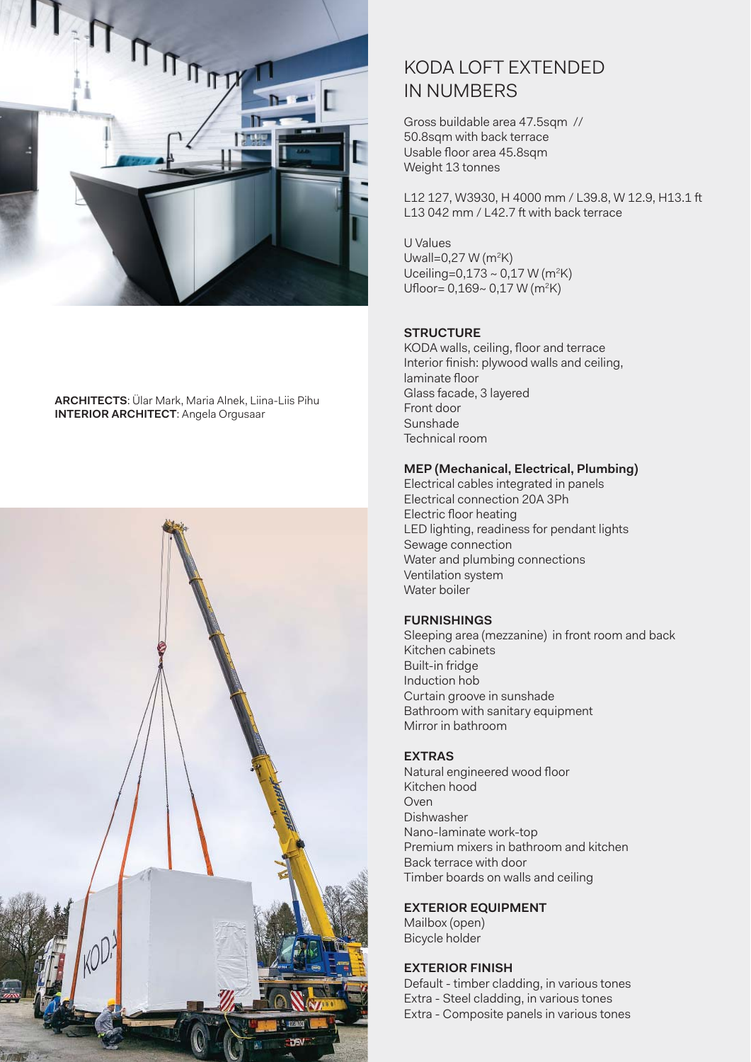**ARCHITECTS**: Ülar Mark, Maria Alnek, Liina-Liis Pihu
**INTERIOR ARCHITECT**: Angela Orgusaar

# KODA LOFT EXTENDED IN NUMBERS

Gross buildable area 47.5sqm //
50.8sqm with back terrace
Usable floor area 45.8sqm
Weight 13 tonnes

L12 127, W3930, H 4000 mm / L39.8, W 12.9, H13.1 ft
L13 042 mm / L42.7 ft with back terrace

U Values
Uwall=0,27 W ($m^2$K)
Uceiling=0,173 ~ 0,17 W ($m^2$K)
Ufloor= 0,169~ 0,17 W ($m^2$K)

### STRUCTURE

KODA walls, ceiling, floor and terrace
Interior finish: plywood walls and ceiling, laminate floor
Glass facade, 3 layered
Front door
Sunshade
Technical room

### MEP (Mechanical, Electrical, Plumbing)

Electrical cables integrated in panels
Electrical connection 20A 3Ph
Electric floor heating
LED lighting, readiness for pendant lights
Sewage connection
Water and plumbing connections
Ventilation system
Water boiler

### FURNISHINGS

Sleeping area (mezzanine) in front room and back
Kitchen cabinets
Built-in fridge
Induction hob
Curtain groove in sunshade
Bathroom with sanitary equipment
Mirror in bathroom

### EXTRAS

Natural engineered wood floor
Kitchen hood
Oven
Dishwasher
Nano-laminate work-top
Premium mixers in bathroom and kitchen
Back terrace with door
Timber boards on walls and ceiling

### EXTERIOR EQUIPMENT

Mailbox (open)
Bicycle holder

### EXTERIOR FINISH

Default - timber cladding, in various tones
Extra - Steel cladding, in various tones
Extra - Composite panels in various tones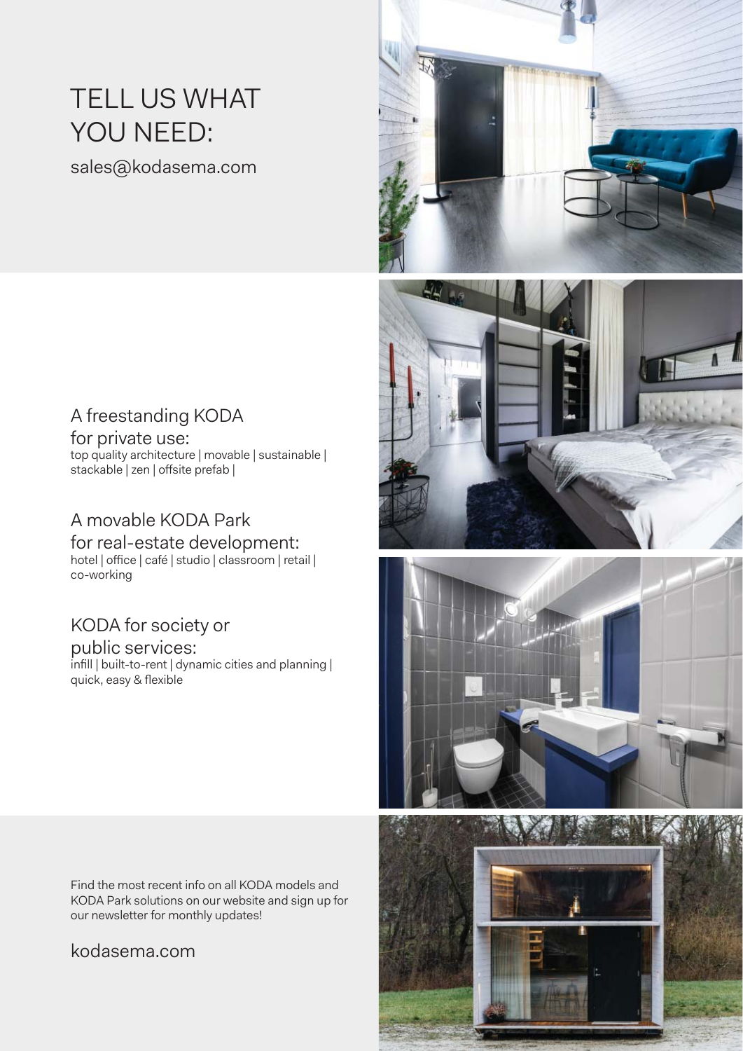# TELL US WHAT YOU NEED:

sales@kodasema.com

## A freestanding KODA for private use:

top quality architecture | movable | sustainable | stackable | zen | offsite prefab |

## A movable KODA Park for real-estate development:

hotel | office | café | studio | classroom | retail | co-working

## KODA for society or public services:

infill | built-to-rent | dynamic cities and planning | quick, easy & flexible

Find the most recent info on all KODA models and KODA Park solutions on our website and sign up for our newsletter for monthly updates!

kodasema.com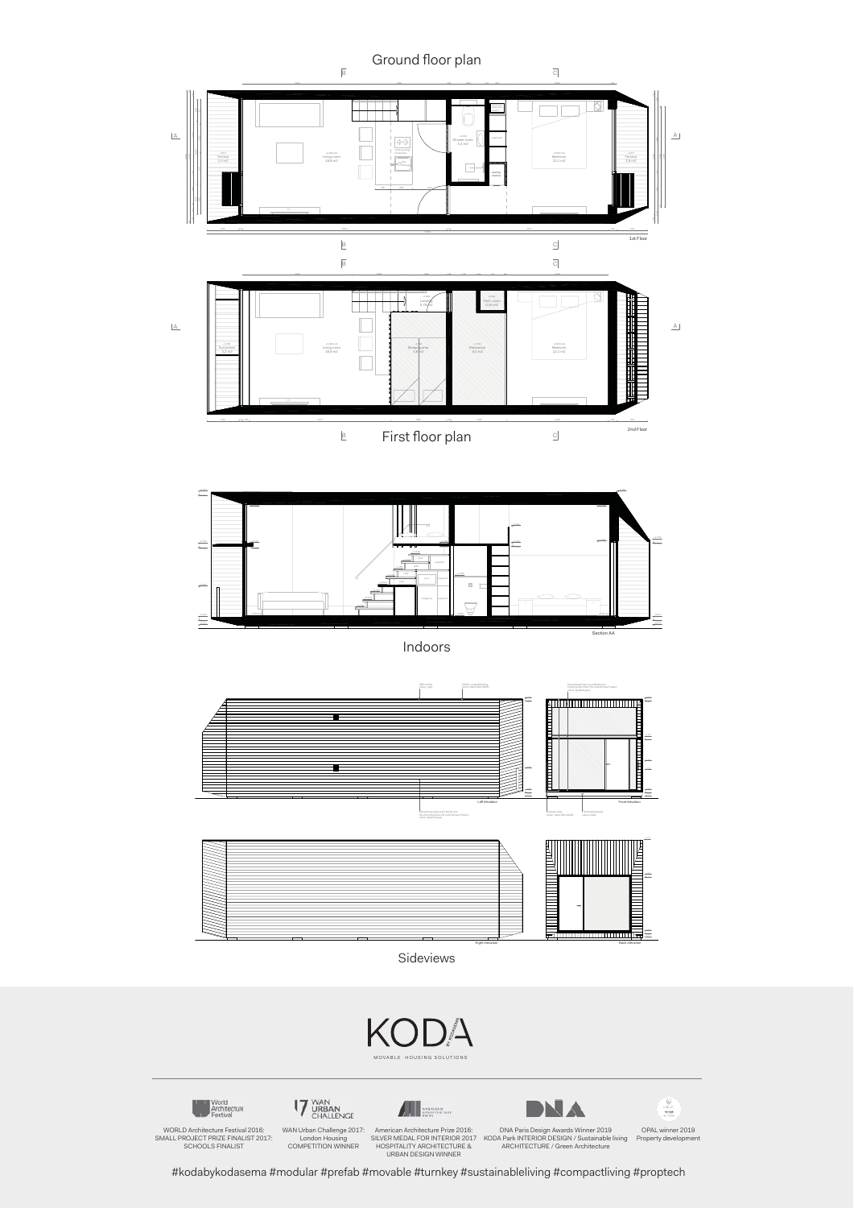## Ground floor plan

Terrace
5.3 m2

Living room
19.8 m2

Shower room
3.3 m2

Bedroom
12.2 m2

Terrace
2.8 m2

1st Floor

Sunscreen

Living room
19.8 m2

Landing

Toilet room

Sleeping area

Mezzanine

Bedroom

2nd Floor

## First floor plan

Section AA

## Indoors

Left elevation

Front elevation

Right elevation

Back elevation

## Sideviews

KODA

BY KODASEMA

MOVABLE HOUSING SOLUTIONS

WORLD Architecture Festival 2016: SMALL PROJECT PRIZE FINALIST 2017: SCHOOLS FINALIST

WAN Urban Challenge 2017: London Housing COMPETITION WINNER

American Architecture Prize 2016: SILVER MEDAL FOR INTERIOR 2017 HOSPITALITY ARCHITECTURE & URBAN DESIGN WINNER

DNA Paris Design Awards Winner 2019 KODA Park INTERIOR DESIGN / Sustainable living ARCHITECTURE / Green Architecture

OPAL winner 2019 Property development

#kodabykodasema #modular #prefab #movable #turnkey #sustainableliving #compactliving #proptech